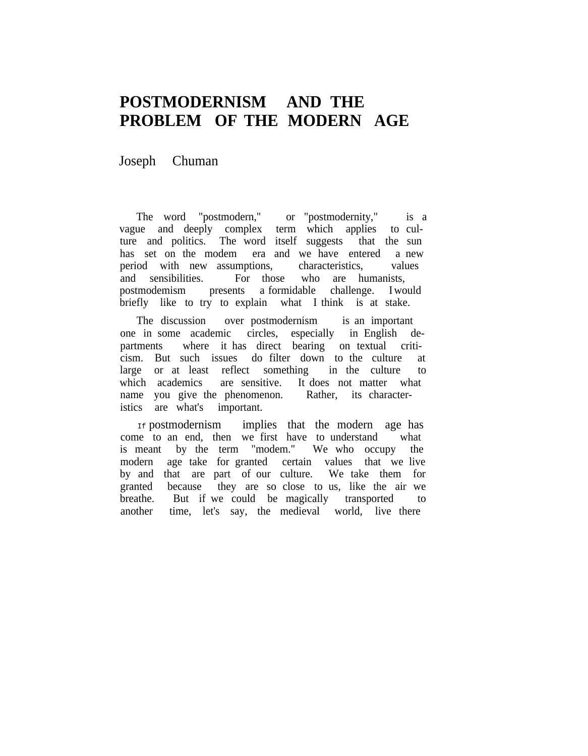# POSTMODERNISM AND THE PROBLEM OF THE MODERN AGE

Joseph Chuman

The word "postmodern," or "postmodernity," is a vague and deeply complex term which applies to culture and politics. The word itself suggests that the sun has set on the modem era and we have entered a new period with new assumptions, characteristics, values and sensibilities. For those who are humanists, postmodemism presents a formidable challenge. I would briefly like to try to explain what I think is at stake.

The discussion over postmodernism is an important one in some academic circles, especially in English departments where it has direct bearing on textual criticism. But such issues do filter down to the culture at large or at least reflect something in the culture to which academics are sensitive. It does not matter what name you give the phenomenon. Rather, its characteristics are what's important.

If postmodernism implies that the modern age has come to an end, then we first have to understand what is meant by the term "modem." We who occupy the modern age take for granted certain values that we live by and that are part of our culture. We take them for granted because they are so close to us, like the air we breathe. But if we could be magically transported to another time, let's say, the medieval world, live there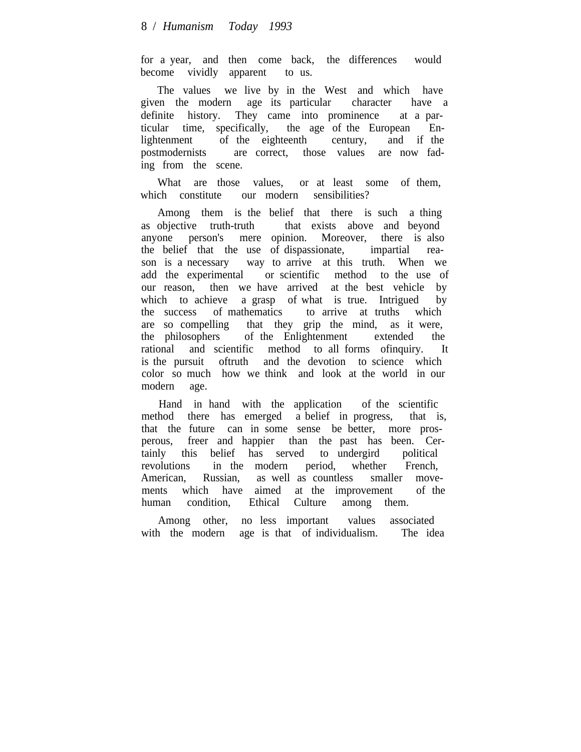for a year, and then come back, the differences would become vividly apparent to us.

The values we live by in the West and which have given the modern age its particular character have a definite history. They came into prominence at a particular time, specifically, the age of the European Enlightenment of the eighteenth century, and if the postmodernists are correct, those values are now fading from the scene.

What are those values, or at least some of them, which constitute our modern sensibilities?

Among them is the belief that there is such a thing as objective truth-truth that exists above and beyond anyone person's mere opinion. Moreover, there is also the belief that the use of dispassionate, impartial reason is a necessary way to arrive at this truth. When we add the experimental or scientific method to the use of our reason, then we have arrived at the best vehicle by which to achieve a grasp of what is true. Intrigued by the success of mathematics to arrive at truths which are so compelling that they grip the mind, as it were, the philosophers of the Enlightenment extended the rational and scientific method to all forms ofinquiry. It is the pursuit oftruth and the devotion to science which color so much how we think and look at the world in our modern age.

Hand in hand with the application of the scientific method there has emerged a belief in progress, that is, that the future can in some sense be better, more prosperous, freer and happier than the past has been. Certainly this belief has served to undergird political revolutions in the modern period, whether French, American, Russian, as well as countless smaller movements which have aimed at the improvement of the human condition, Ethical Culture among them.

Among other, no less important values associated with the modern age is that of individualism. The idea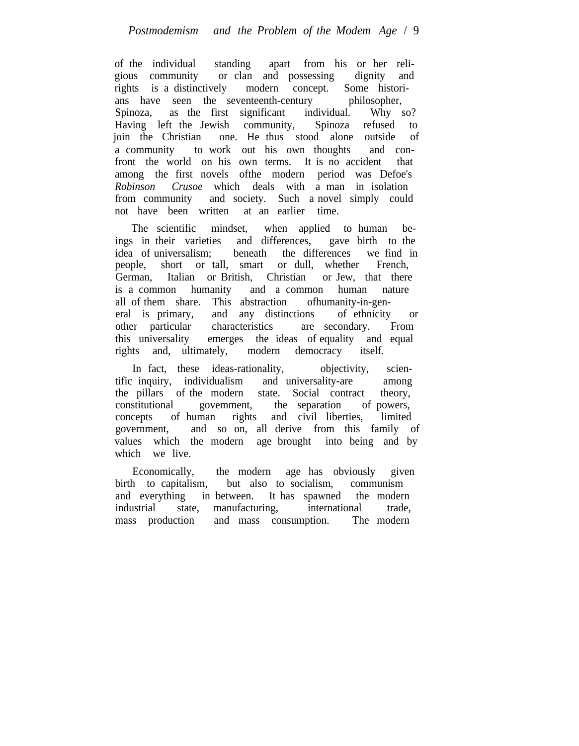of the individual standing apart from his or her religious community or clan and possessing dignity and rights is a distinctively modern concept. Some historians have seen the seventeenth-century philosopher, Spinoza, as the first significant individual. Why so? Having left the Jewish community, Spinoza refused to join the Christian one. He thus stood alone outside of a community to work out his own thoughts and confront the world on his own terms. It is no accident that among the first novels ofthe modern period was Defoe's *Robinson Crusoe* which deals with a man in isolation from community and society. Such a novel simply could not have been written at an earlier time.

The scientific mindset, when applied to human beings in their varieties and differences, gave birth to the idea of universalism; beneath the differences we find in people, short or tall, smart or dull, whether French, German, Italian or British, Christian or Jew, that there is a common humanity and a common human nature all of them share. This abstraction ofhumanity-in-general is primary, and any distinctions of ethnicity or other particular characteristics are secondary. From this universality emerges the ideas of equality and equal rights and, ultimately, modern democracy itself.

In fact, these ideas-rationality, objectivity, scientific inquiry, individualism and universality-are among the pillars of the modern state. Social contract theory, constitutional govemment, the separation of powers, concepts of human rights and civil liberties, limited government, and so on, all derive from this family of values which the modern age brought into being and by which we live.

Economically, the modern age has obviously given birth to capitalism, but also to socialism, communism and everything in between. It has spawned the modern industrial state, manufacturing, international trade, mass production and mass consumption. The modern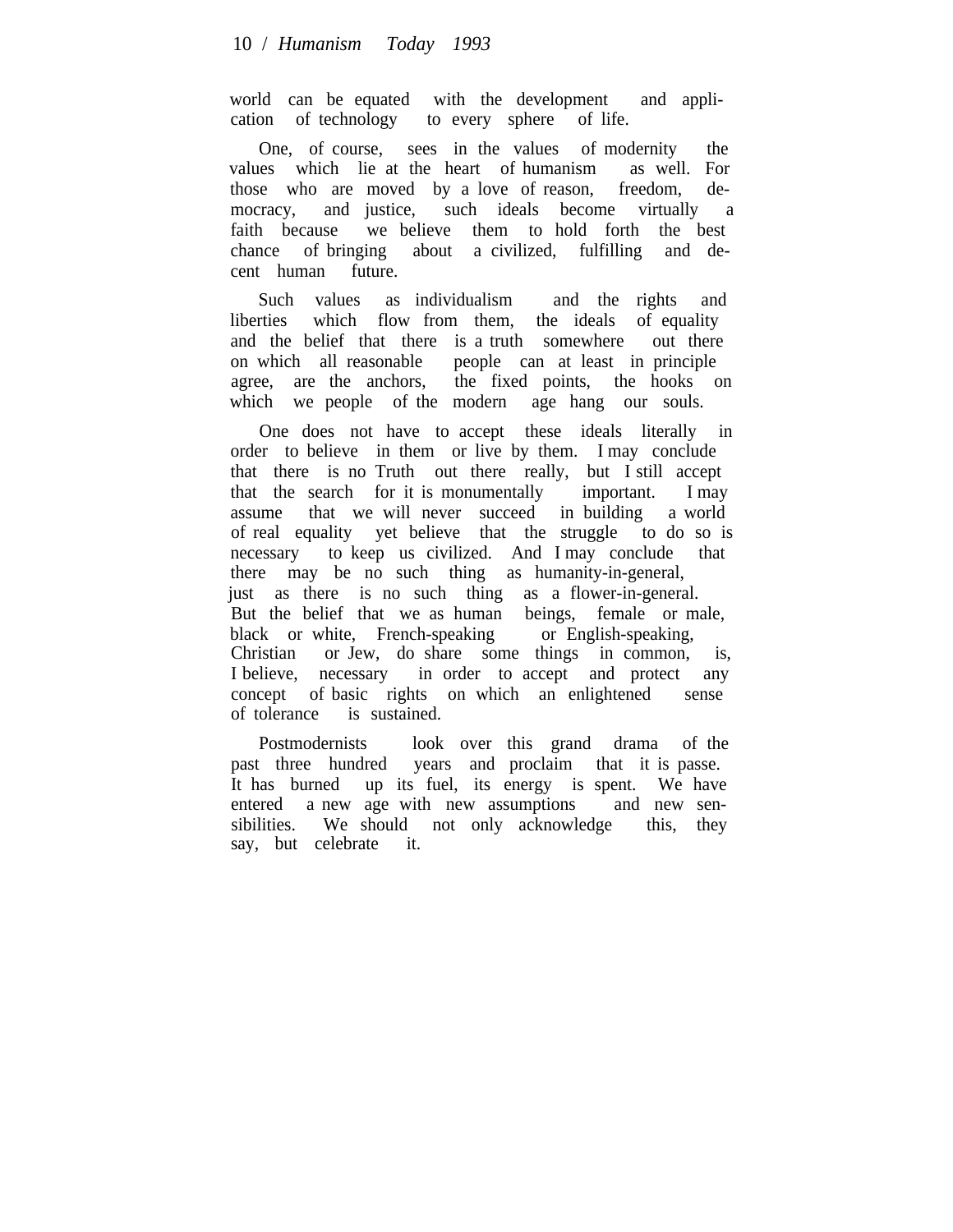world can be equated with the development and application of technology to every sphere of life.

One, of course, sees in the values of modernity the values which lie at the heart of humanism as well. For those who are moved by a love of reason, freedom, democracy, and justice, such ideals become virtually a faith because we believe them to hold forth the best chance of bringing about a civilized, fulfilling and decent human future.

Such values as individualism and the rights and liberties which flow from them, the ideals of equality and the belief that there is a truth somewhere out there on which all reasonable people can at least in principle agree, are the anchors, the fixed points, the hooks on which we people of the modern age hang our souls.

One does not have to accept these ideals literally in order to believe in them or live by them. I may conclude that there is no Truth out there really, but I still accept that the search for it is monumentally important. I may assume that we will never succeed in building a world of real equality yet believe that the struggle to do so is necessary to keep us civilized. And I may conclude that there may be no such thing as humanity-in-general, just as there is no such thing as a flower-in-general. But the belief that we as human beings, female or male, black or white, French-speaking or English-speaking, Christian or Jew, do share some things in common, is, I believe, necessary in order to accept and protect any concept of basic rights on which an enlightened sense of tolerance is sustained.

Postmodernists look over this grand drama of the past three hundred years and proclaim that it is passe. It has burned up its fuel, its energy is spent. We have entered a new age with new assumptions and new sensibilities. We should not only acknowledge this, they say, but celebrate it.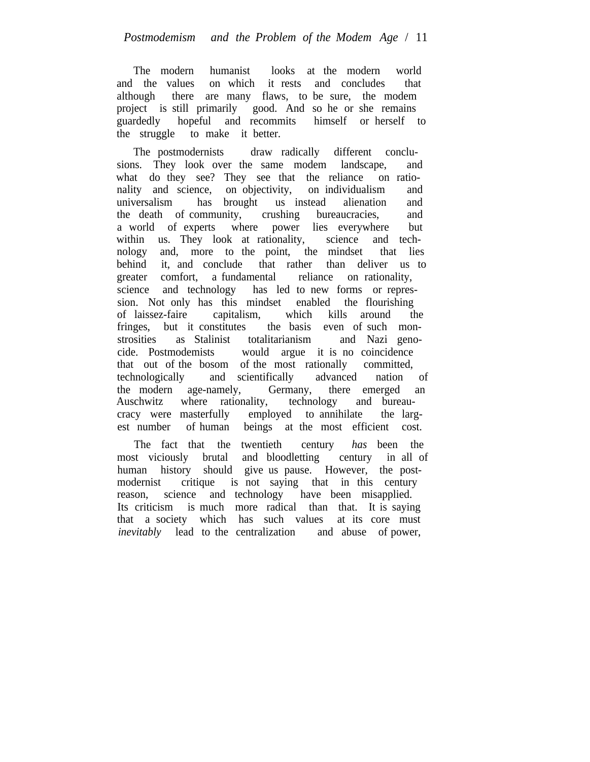The modern humanist looks at the modern world and the values on which it rests and concludes that although there are many flaws, to be sure, the modem project is still primarily good. And so he or she remains guardedly hopeful and recommits himself or herself to the struggle to make it better.

The postmodernists draw radically different conclusions. They look over the same modem landscape, and what do they see? They see that the reliance on rationality and science, on objectivity, on individualism and universalism has brought us instead alienation and the death of community, crushing bureaucracies, and a world of experts where power lies everywhere but within us. They look at rationality, science and technology and, more to the point, the mindset that lies behind it, and conclude that rather than deliver us to greater comfort, a fundamental reliance on rationality, science and technology has led to new forms or repression. Not only has this mindset enabled the flourishing of laissez-faire capitalism, which kills around the fringes, but it constitutes the basis even of such monstrosities as Stalinist totalitarianism and Nazi genocide. Postmodemists would argue it is no coincidence that out of the bosom of the most rationally committed, technologically and scientifically advanced nation of the modern age-namely, Germany, there emerged an Auschwitz where rationality, technology and bureaucracy were masterfully employed to annihilate the largest number of human beings at the most efficient cost.

The fact that the twentieth century *has* been the most viciously brutal and bloodletting century in all of human history should give us pause. However, the postmodernist critique is not saying that in this century reason, science and technology have been misapplied. Its criticism is much more radical than that. It is saying that a society which has such values at its core must *inevitably* lead to the centralization and abuse of power,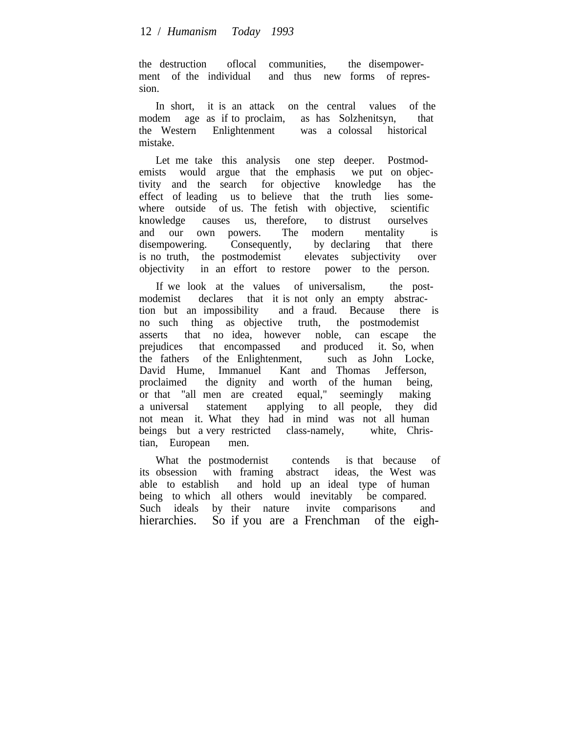the destruction oflocal communities, the disempowerment of the individual and thus new forms of repression.

In short, it is an attack on the central values of the modem age as if to proclaim, as has Solzhenitsyn, that the Western Enlightenment was a colossal historical mistake.

Let me take this analysis one step deeper. Postmodemists would argue that the emphasis we put on objectivity and the search for objective knowledge has the effect of leading us to believe that the truth lies somewhere outside of us. The fetish with objective, scientific knowledge causes us, therefore, to distrust ourselves and our own powers. The modern mentality is disempowering. Consequently, by declaring that there is no truth, the postmodemist elevates subjectivity over objectivity in an effort to restore power to the person.

If we look at the values of universalism, the postmodemist declares that it is not only an empty abstraction but an impossibility and a fraud. Because there is no such thing as objective truth, the postmodemist asserts that no idea, however noble, can escape the prejudices that encompassed and produced it. So, when the fathers of the Enlightenment, such as John Locke, David Hume, Immanuel Kant and Thomas Jefferson, proclaimed the dignity and worth of the human being, or that "all men are created equal," seemingly making a universal statement applying to all people, they did not mean it. What they had in mind was not all human beings but a very restricted class-namely, white, Christian, European men.

What the postmodernist contends is that because of its obsession with framing abstract ideas, the West was able to establish and hold up an ideal type of human being to which all others would inevitably be compared. Such ideals by their nature invite comparisons and hierarchies. So if you are a Frenchman of the eigh-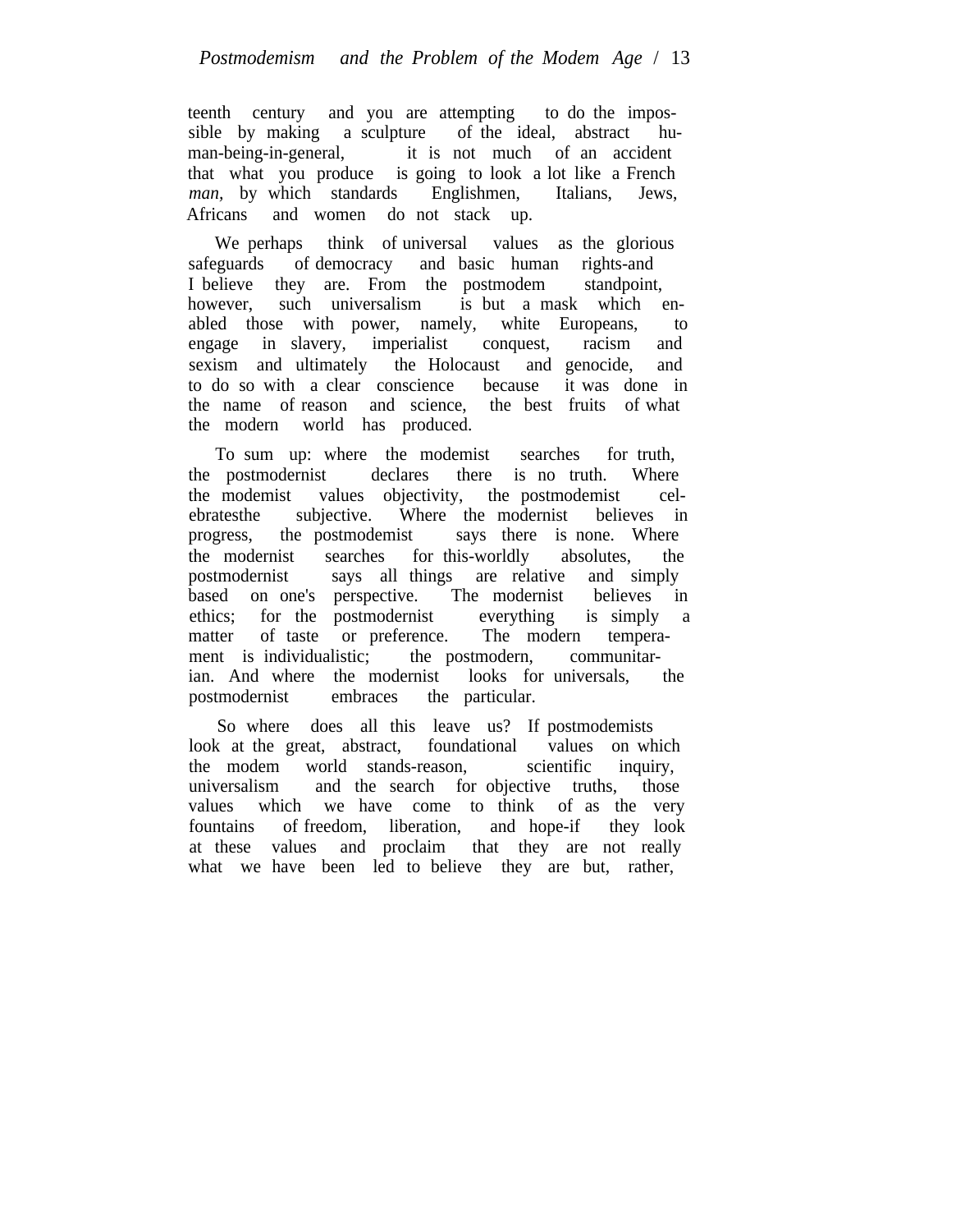teenth century and you are attempting to do the impossible by making a sculpture of the ideal, abstract human-being-in-general, it is not much of an accident that what you produce is going to look a lot like a French *man,* by which standards Englishmen, Italians, Jews, Africans and women do not stack up.

We perhaps think of universal values as the glorious safeguards of democracy and basic human rights-and I believe they are. From the postmodem standpoint, however, such universalism is but a mask which enabled those with power, namely, white Europeans, to engage in slavery, imperialist conquest, racism and sexism and ultimately the Holocaust and genocide, and to do so with a clear conscience because it was done in the name of reason and science, the best fruits of what the modern world has produced.

To sum up: where the modemist searches for truth, the postmodernist declares there is no truth. Where the modemist values objectivity, the postmodemist celebratesthe subjective. Where the modernist believes in progress, the postmodemist says there is none. Where the modernist searches for this-worldly absolutes, the postmodernist says all things are relative and simply based on one's perspective. The modernist believes in ethics; for the postmodernist everything is simply a matter of taste or preference. The modern temperament is individualistic; the postmodern, communitarian. And where the modernist looks for universals, the postmodernist embraces the particular.

So where does all this leave us? If postmodemists look at the great, abstract, foundational values on which the modem world stands-reason, scientific inquiry, universalism and the search for objective truths, those values which we have come to think of as the very fountains of freedom, liberation, and hope-if they look at these values and proclaim that they are not really what we have been led to believe they are but, rather,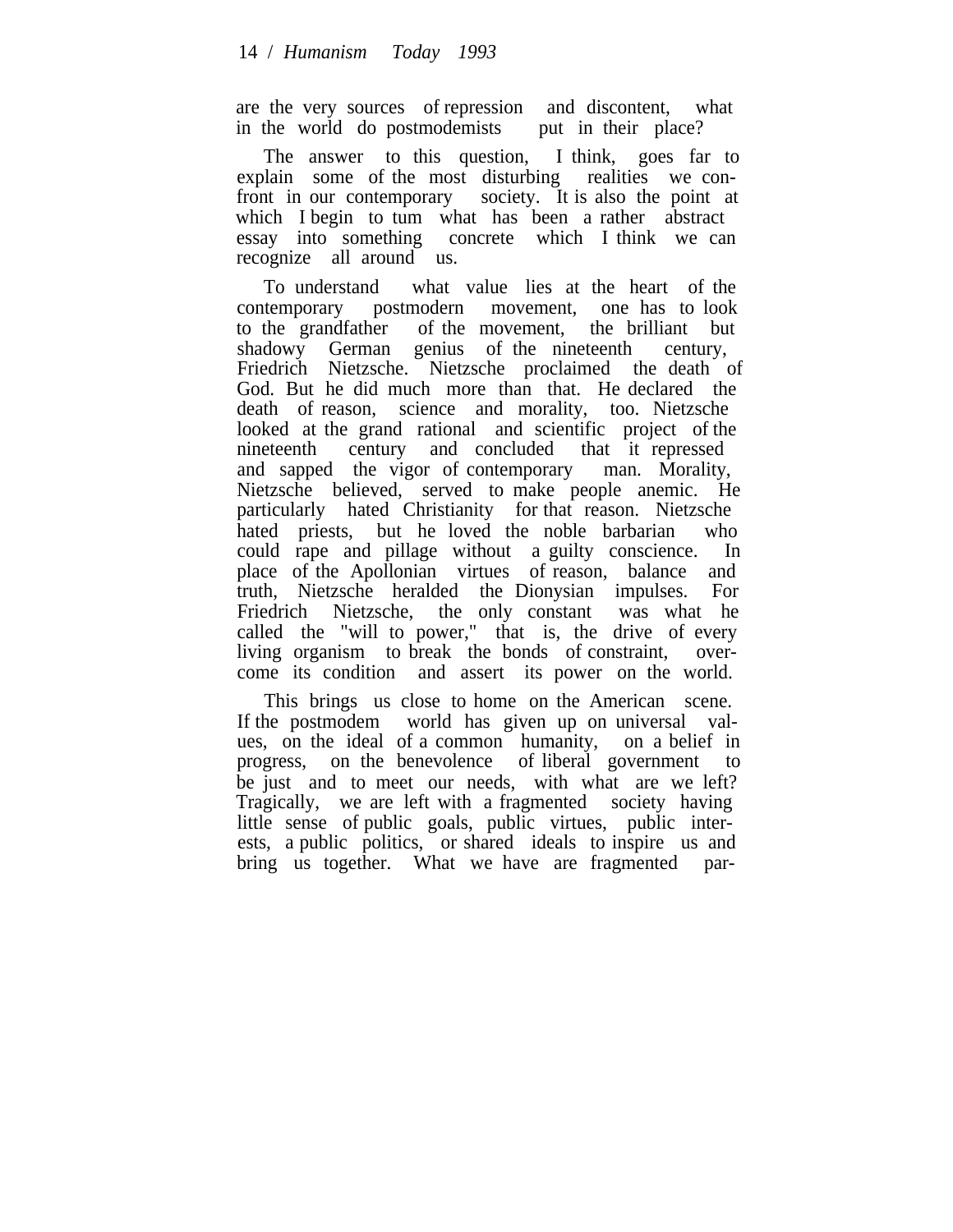are the very sources of repression and discontent, what in the world do postmodernists put in their place?

The answer to this question, I think, goes far to explain some of the most disturbing realities we confront in our contemporary society. It is also the point at which I begin to turn what has been a rather abstract essay into something concrete which I think we can recognize all around us.

To understand what value lies at the heart of the contemporary postmodern movement, one has to look to the grandfather of the movement, the brilliant but shadowy German genius of the nineteenth century, Friedrich Nietzsche. Nietzsche proclaimed the death of God. But he did much more than that. He declared the death of reason, science and morality, too. Nietzsche looked at the grand rational and scientific project of the nineteenth century and concluded that it repressed and sapped the vigor of contemporary man. Morality, Nietzsche believed, served to make people anemic. He particularly hated Christianity for that reason. Nietzsche hated priests, but he loved the noble barbarian who could rape and pillage without a guilty conscience. In place of the Apollonian virtues of reason, balance and truth, Nietzsche heralded the Dionysian impulses. For Friedrich Nietzsche, the only constant was what he called the "will to power," that is, the drive of every living organism to break the bonds of constraint, overcome its condition and assert its power on the world.

This brings us close to home on the American scene. If the postmodern world has given up on universal values, on the ideal of a common humanity, on a belief in progress, on the benevolence of liberal government to be just and to meet our needs, with what are we left? Tragically, we are left with a fragmented society having little sense of public goals, public virtues, public interests, a public politics, or shared ideals to inspire us and bring us together. What we have are fragmented par-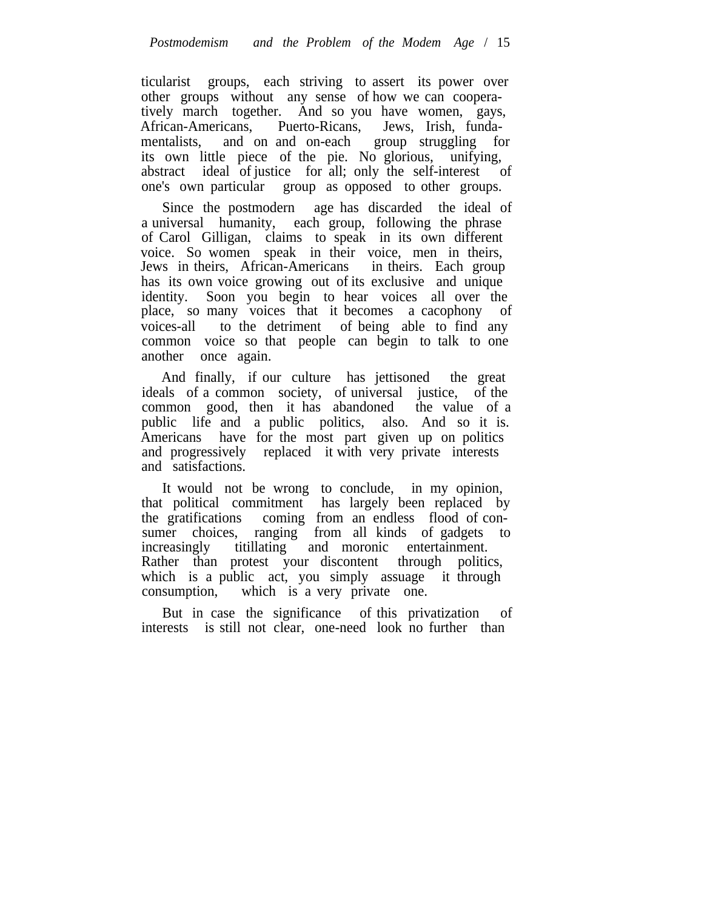ticularist groups, each striving to assert its power over other groups without any sense of how we can cooperatively march together. And so you have women, gays, African-Americans, Puerto-Ricans, Jews, Irish, fundamentalists, and on and on-each group struggling for its own little piece of the pie. No glorious, unifying, abstract ideal of justice for all; only the self-interest of one's own particular group as opposed to other groups.

Since the postmodern age has discarded the ideal of a universal humanity, each group, following the phrase of Carol Gilligan, claims to speak in its own different voice. So women speak in their voice, men in theirs, Jews in theirs, African-Americans in theirs. Each group has its own voice growing out of its exclusive and unique identity. Soon you begin to hear voices all over the place, so many voices that it becomes a cacophony of voices-all to the detriment of being able to find any common voice so that people can begin to talk to one another once again.

And finally, if our culture has jettisoned the great ideals of a common society, of universal justice, of the common good, then it has abandoned the value of a public life and a public politics, also. And so it is. Americans have for the most part given up on politics and progressively replaced it with very private interests and satisfactions.

It would not be wrong to conclude, in my opinion, that political commitment has largely been replaced by the gratifications coming from an endless flood of consumer choices, ranging from all kinds of gadgets to increasingly titillating and moronic entertainment. Rather than protest your discontent through politics, which is a public act, you simply assuage it through consumption, which is a very private one.

But in case the significance of this privatization of interests is still not clear, one-need look no further than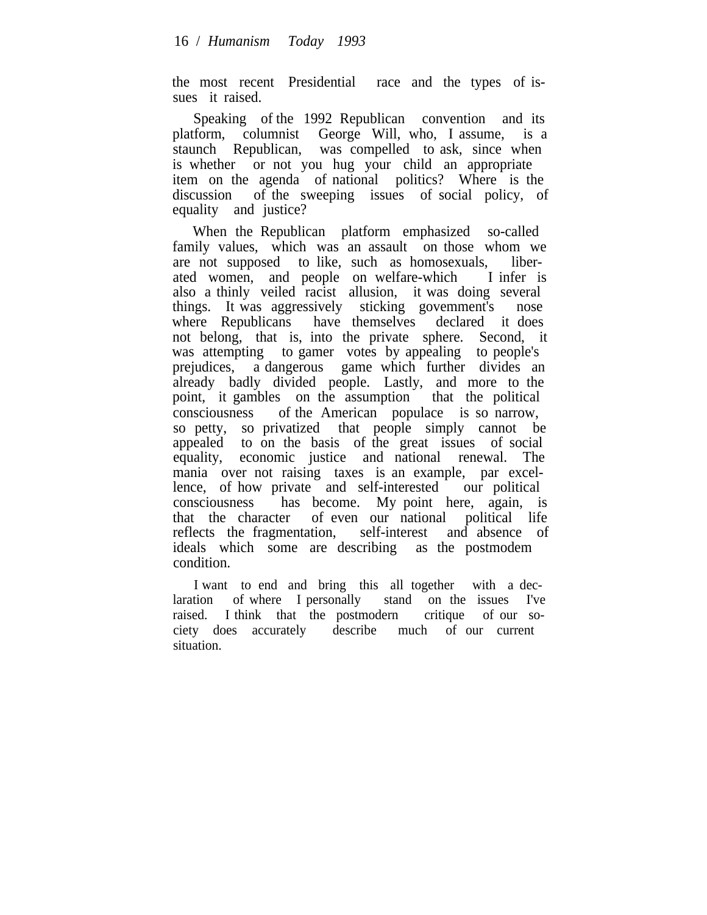the most recent Presidential race and the types of issues it raised.

Speaking of the 1992 Republican convention and its platform, columnist George Will, who, I assume, is a staunch Republican, was compelled to ask, since when is whether or not you hug your child an appropriate item on the agenda of national politics? Where is the discussion of the sweeping issues of social policy, of equality and justice?

When the Republican platform emphasized so-called family values, which was an assault on those whom we are not supposed to like, such as homosexuals, liberated women, and people on welfare-which I infer is also a thinly veiled racist allusion, it was doing several things. It was aggressively sticking govemment's nose where Republicans have themselves declared it does not belong, that is, into the private sphere. Second, it was attempting to gamer votes by appealing to people's prejudices, a dangerous game which further divides an already badly divided people. Lastly, and more to the point, it gambles on the assumption that the political consciousness of the American populace is so narrow, so petty, so privatized that people simply cannot be appealed to on the basis of the great issues of social equality, economic justice and national renewal. The mania over not raising taxes is an example, par excellence, of how private and self-interested our political consciousness has become. My point here, again, is that the character of even our national political life reflects the fragmentation, self-interest and absence of ideals which some are describing as the postmodem condition.

I want to end and bring this all together with a declaration of where I personally stand on the issues I've raised. I think that the postmodern critique of our society does accurately describe much of our current situation.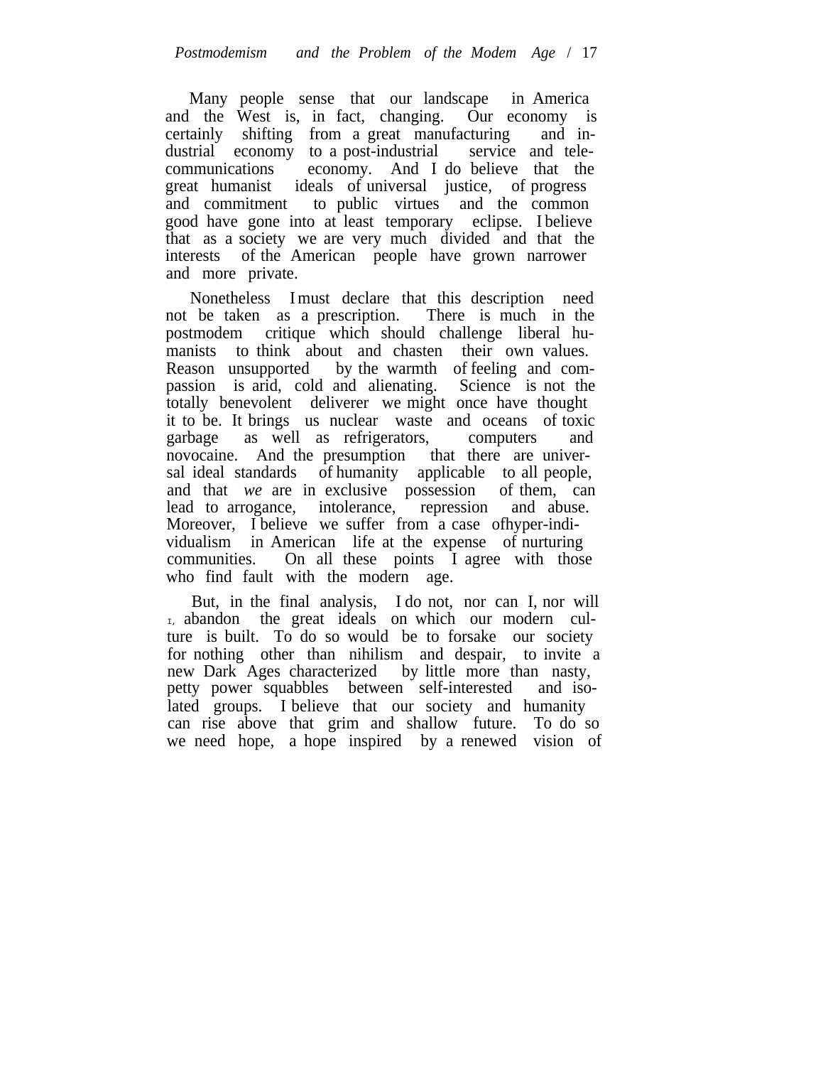Many people sense that our landscape in America and the West is, in fact, changing. Our economy is certainly shifting from a great manufacturing and industrial economy to a post-industrial service and telecommunications economy. And I do believe that the great humanist ideals of universal justice, of progress and commitment to public virtues and the common good have gone into at least temporary eclipse. I believe that as a society we are very much divided and that the interests of the American people have grown narrower and more private.

Nonetheless I must declare that this description need not be taken as a prescription. There is much in the postmodem critique which should challenge liberal humanists to think about and chasten their own values. Reason unsupported by the warmth of feeling and compassion is arid, cold and alienating. Science is not the totally benevolent deliverer we might once have thought it to be. It brings us nuclear waste and oceans of toxic garbage as well as refrigerators, computers and novocaine. And the presumption that there are universal ideal standards of humanity applicable to all people, and that *we* are in exclusive possession of them, can lead to arrogance, intolerance, repression and abuse. Moreover, I believe we suffer from a case ofhyper-individualism in American life at the expense of nurturing communities. On all these points I agree with those who find fault with the modern age.

But, in the final analysis, I do not, nor can I, nor will I, abandon the great ideals on which our modern culture is built. To do so would be to forsake our society for nothing other than nihilism and despair, to invite a new Dark Ages characterized by little more than nasty, petty power squabbles between self-interested and isolated groups. I believe that our society and humanity can rise above that grim and shallow future. To do so we need hope, a hope inspired by a renewed vision of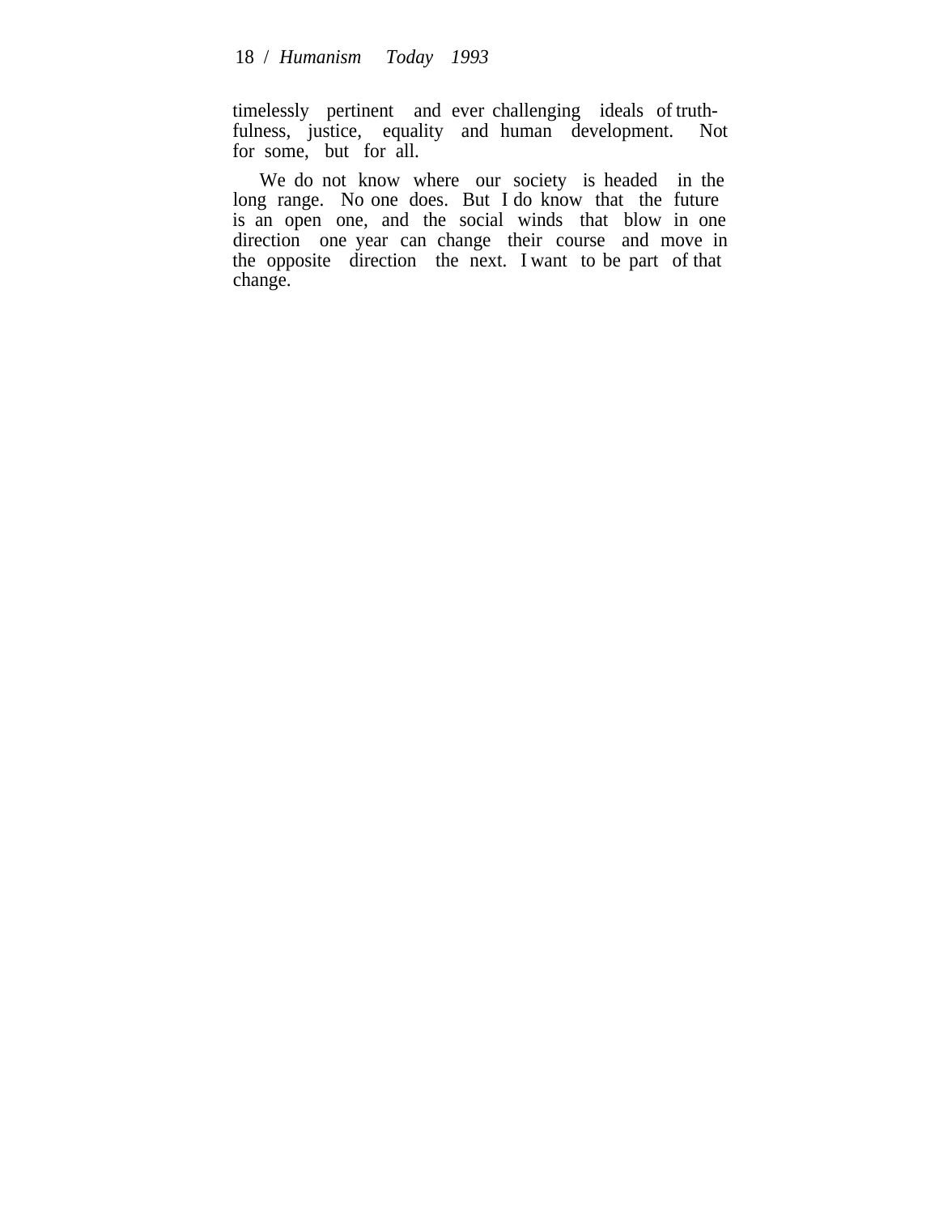timelessly pertinent and ever challenging ideals of truthfulness, justice, equality and human development. Not for some, but for all.

We do not know where our society is headed in the long range. No one does. But I do know that the future is an open one, and the social winds that blow in one direction one year can change their course and move in the opposite direction the next. I want to be part of that change.